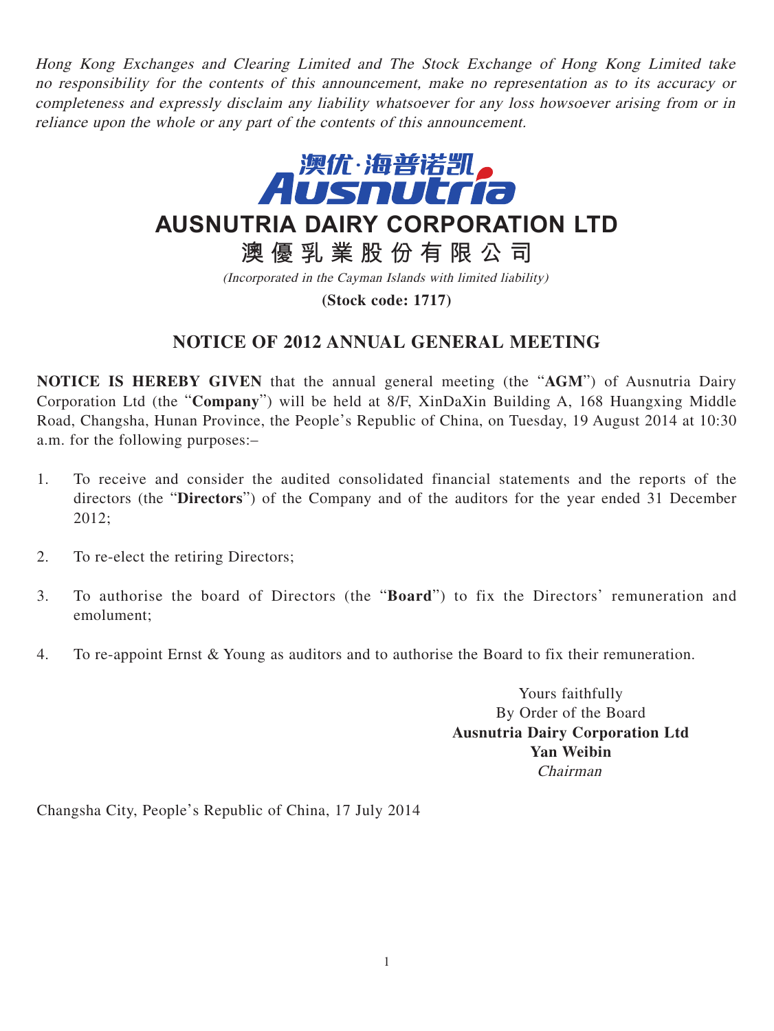*Hong Kong Exchanges and Clearing Limited and The Stock Exchange of Hong Kong Limited take no responsibility for the contents of this announcement, make no representation as to its accuracy or completeness and expressly disclaim any liability whatsoever for any loss howsoever arising from or in reliance upon the whole or any part of the contents of this announcement.*

澳优·海普诺凯
Ausnutria

# AUSNUTRIA DAIRY CORPORATION LTD

# 澳 優 乳 業 股 份 有 限 公 司

*(Incorporated in the Cayman Islands with limited liability)*

**(Stock code: 1717)**

## NOTICE OF 2012 ANNUAL GENERAL MEETING

**NOTICE IS HEREBY GIVEN** that the annual general meeting (the "**AGM**") of Ausnutria Dairy Corporation Ltd (the "**Company**") will be held at 8/F, XinDaXin Building A, 168 Huangxing Middle Road, Changsha, Hunan Province, the People's Republic of China, on Tuesday, 19 August 2014 at 10:30 a.m. for the following purposes:–

1. To receive and consider the audited consolidated financial statements and the reports of the directors (the "**Directors**") of the Company and of the auditors for the year ended 31 December 2012;
2. To re-elect the retiring Directors;
3. To authorise the board of Directors (the "**Board**") to fix the Directors' remuneration and emolument;
4. To re-appoint Ernst & Young as auditors and to authorise the Board to fix their remuneration.

Yours faithfully
By Order of the Board
**Ausnutria Dairy Corporation Ltd**
**Yan Weibin**
*Chairman*

Changsha City, People's Republic of China, 17 July 2014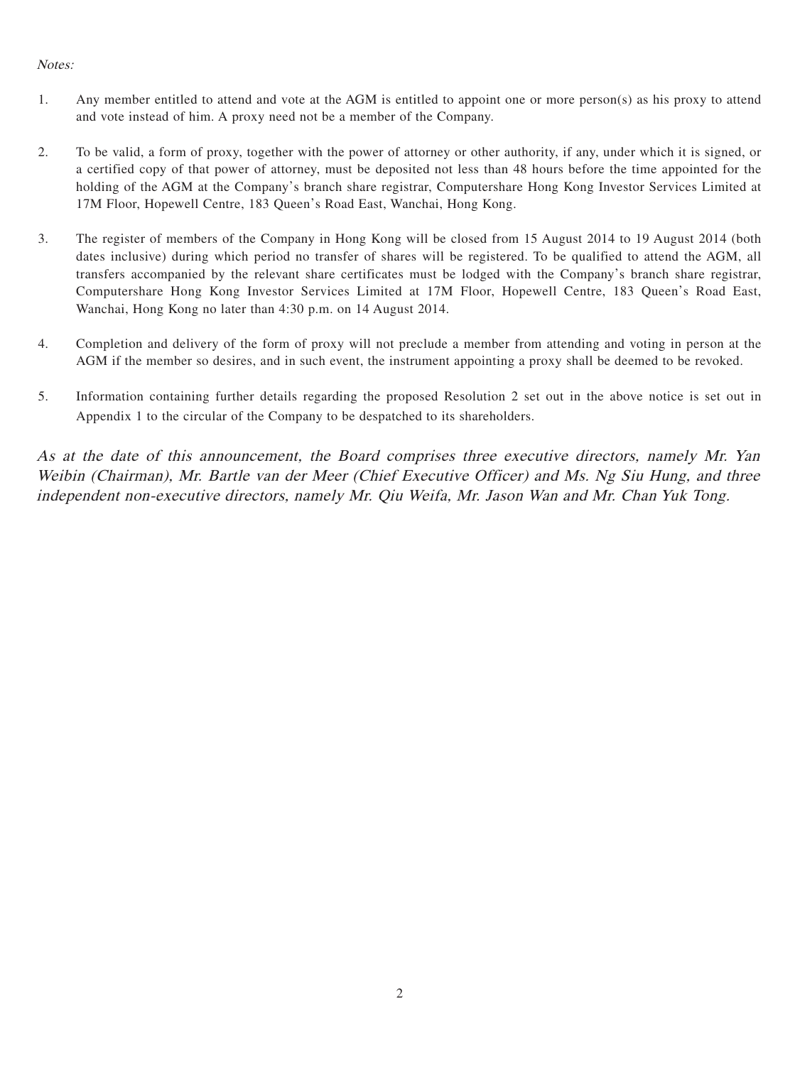*Notes:*

1. Any member entitled to attend and vote at the AGM is entitled to appoint one or more person(s) as his proxy to attend and vote instead of him. A proxy need not be a member of the Company.

2. To be valid, a form of proxy, together with the power of attorney or other authority, if any, under which it is signed, or a certified copy of that power of attorney, must be deposited not less than 48 hours before the time appointed for the holding of the AGM at the Company's branch share registrar, Computershare Hong Kong Investor Services Limited at 17M Floor, Hopewell Centre, 183 Queen's Road East, Wanchai, Hong Kong.

3. The register of members of the Company in Hong Kong will be closed from 15 August 2014 to 19 August 2014 (both dates inclusive) during which period no transfer of shares will be registered. To be qualified to attend the AGM, all transfers accompanied by the relevant share certificates must be lodged with the Company's branch share registrar, Computershare Hong Kong Investor Services Limited at 17M Floor, Hopewell Centre, 183 Queen's Road East, Wanchai, Hong Kong no later than 4:30 p.m. on 14 August 2014.

4. Completion and delivery of the form of proxy will not preclude a member from attending and voting in person at the AGM if the member so desires, and in such event, the instrument appointing a proxy shall be deemed to be revoked.

5. Information containing further details regarding the proposed Resolution 2 set out in the above notice is set out in Appendix 1 to the circular of the Company to be despatched to its shareholders.

*As at the date of this announcement, the Board comprises three executive directors, namely Mr. Yan Weibin (Chairman), Mr. Bartle van der Meer (Chief Executive Officer) and Ms. Ng Siu Hung, and three independent non-executive directors, namely Mr. Qiu Weifa, Mr. Jason Wan and Mr. Chan Yuk Tong.*